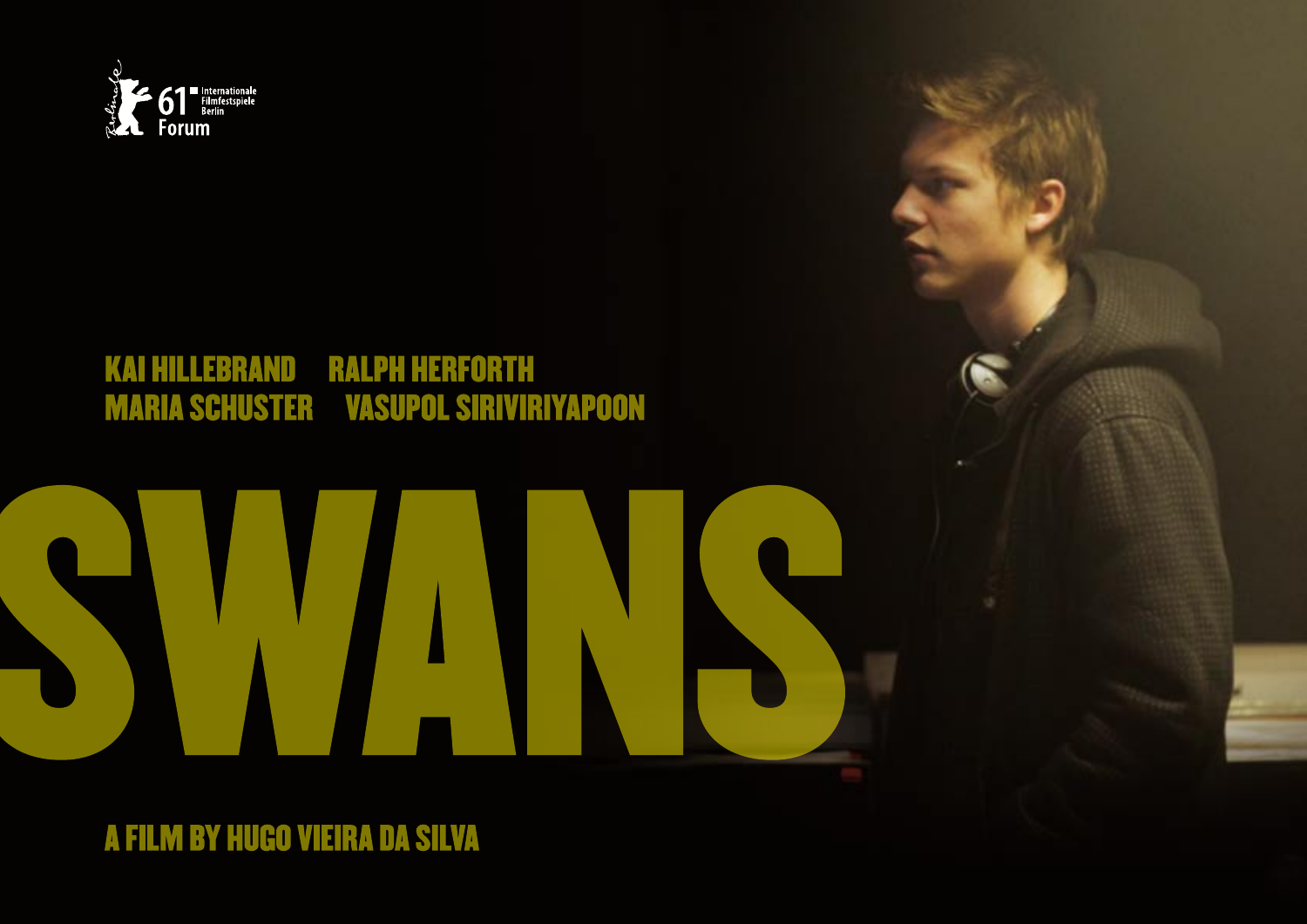Berlinale 61 Internationale Filmfestspiele Berlin Forum

KAI HILLEBRAND RALPH HERFORTH
MARIA SCHUSTER VASUPOL SIRIVIRIYAPOON

# SWANS

A FILM BY HUGO VIEIRA DA SILVA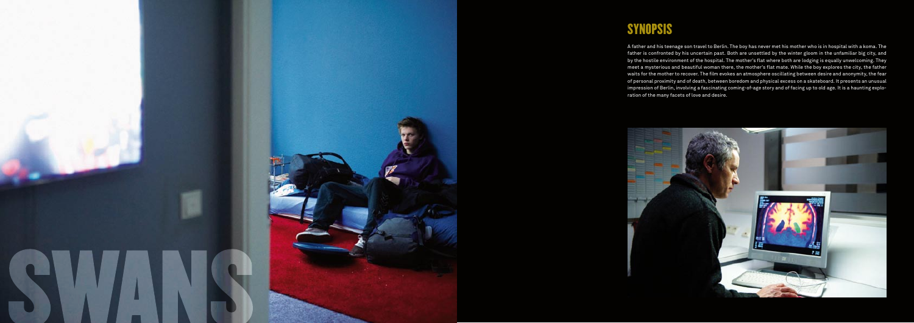SWANS

## SYNOPSIS

A father and his teenage son travel to Berlin. The boy has never met his mother who is in hospital with a koma. The father is confronted by his uncertain past. Both are unsettled by the winter gloom in the unfamiliar big city, and by the hostile environment of the hospital. The mother's flat where both are lodging is equally unwelcoming. They meet a mysterious and beautiful woman there, the mother's flat mate. While the boy explores the city, the father waits for the mother to recover. The film evokes an atmosphere oscillating between desire and anonymity, the fear of personal proximity and of death, between boredom and physical excess on a skateboard. It presents an unusual impression of Berlin, involving a fascinating coming-of-age story and of facing up to old age. It is a haunting exploration of the many facets of love and desire.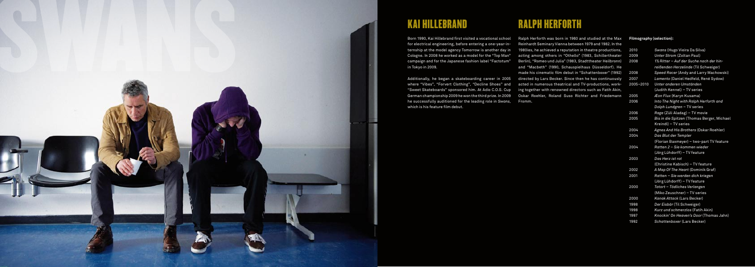# KAI HILLEBRAND

Born 1990, Kai Hillebrand first visited a vocational school for electrical engineering, before entering a one-year-internship at the model agency Tomorrow is another day in Cologne. In 2008 he worked as a model for the "Top Man" campaign and for the Japanese fashion label "Factotum" in Tokyo in 2009.

Additionally, he began a skateboarding career in 2005 where "Vibes", "Forvert Clothing", "Decline Shoes" and "Sweet Skateboards" sponsored him. At Adio C.O.S. Cup German championship 2009 he won the third prize. In 2009 he successfully auditioned for the leading role in *Swans*, which is his feature film debut.

# RALPH HERFORTH

Ralph Herforth was born in 1960 and studied at the Max Reinhardt Seminary Vienna between 1979 and 1982. In the 1980ies, he achieved a reputation in theatre productions, acting among others in "Othello" (1983, Schillertheater Berlin), "Romeo und Julia" (1983, Stadttheater Heilbronn) and "Macbeth" (1990, Schauspielhaus Düsseldorf). He made his cinematic film debut in "Schattenboxer" (1992) directed by Lars Becker. Since then he has continuously acted in numerous theatrical and TV-productions, working together with renowned directors such as Fatih Akin, Oskar Roehler, Roland Suso Richter and Friedemann Fromm.

**Filmography (selection):**

| | |
|---|---|
| 2010 | *Swans* (Hugo Vieira Da Silva) |
| 2009 | *Unter Strom* (Zoltan Paul) |
| 2008 | *1½ Ritter – Auf der Suche nach der hinreißenden Herzelinde* (Til Schweiger) |
| 2008 | *Speed Racer* (Andy and Larry Wachowski) |
| 2007 | *Lamento* (Daniel Hedfeld, René Sydow) |
| 2005–2010 | *Unter anderen Umständen* (Judith Kennel) – TV series |
| 2005 | *Æon Flux* (Karyn Kusama) |
| 2006 | *Into The Night with Ralph Herforth and Dolph Lundgren* – TV series |
| 2006 | *Rage* (Züli Aladag) – TV movie |
| 2005 | *Bis in die Spitzen* (Thomas Berger, Michael Kreindl) – TV series |
| 2004 | *Agnes And His Brothers* (Oskar Roehler) |
| 2004 | *Das Blut der Templer* (Florian Baxmeyer) – two-part TV feature |
| 2004 | *Ratten 2 – Sie kommen wieder* (Jörg Lühdorff) – TV feature |
| 2003 | *Das Herz ist rot* (Christine Kabisch) – TV feature |
| 2002 | *A Map Of The Heart* (Dominik Graf) |
| 2001 | *Ratten – Sie werden dich kriegen* (Jörg Lühdorff) – TV feature |
| 2000 | *Tatort – Tödliches Verlangen* (Miko Zeuschner) – TV series |
| 2000 | *Kanak Attack* (Lars Becker) |
| 1998 | *Der Eisbär* (Til Schweiger) |
| 1998 | *Kurz und schmerzlos* (Fatih Akin) |
| 1997 | *Knockin' On Heaven's Door* (Thomas Jahn) |
| 1992 | *Schattenboxer* (Lars Becker) |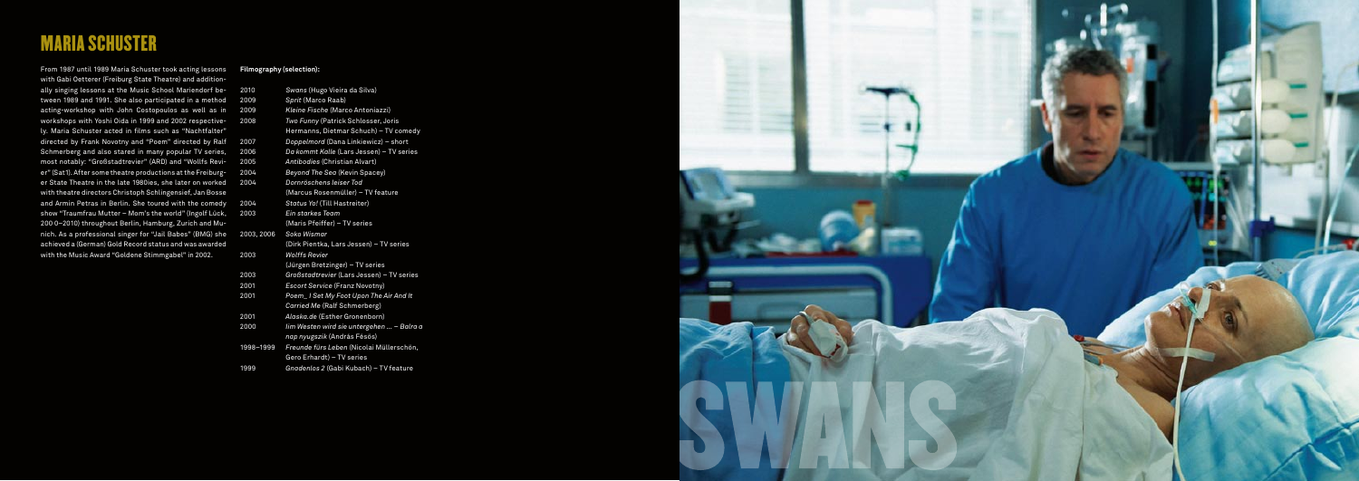# MARIA SCHUSTER

From 1987 until 1989 Maria Schuster took acting lessons with Gabi Oetterer (Freiburg State Theatre) and additionally singing lessons at the Music School Mariendorf between 1989 and 1991. She also participated in a method acting-workshop with John Costopoulos as well as in workshops with Yoshi Oida in 1999 and 2002 respectively. Maria Schuster acted in films such as "Nachtfalter" directed by Frank Novotny and "Poem" directed by Ralf Schmerberg and also stared in many popular TV series, most notably: "Großstadtrevier" (ARD) and "Wolffs Revier" (Sat1). After some theatre productions at the Freiburger State Theatre in the late 1980ies, she later on worked with theatre directors Christoph Schlingensief, Jan Bosse and Armin Petras in Berlin. She toured with the comedy show "Traumfrau Mutter – Mom's the world" (Ingolf Lück, 200 0–2010) throughout Berlin, Hamburg, Zurich and Munich. As a professional singer for "Jail Babes" (BMG) she achieved a (German) Gold Record status and was awarded with the Music Award "Goldene Stimmgabel" in 2002.

**Filmography (selection):**

| | |
|---|---|
| 2010 | *Swans* (Hugo Vieira da Silva) |
| 2009 | *Sprit* (Marco Raab) |
| 2009 | *Kleine Fische* (Marco Antoniazzi) |
| 2008 | *Two Funny* (Patrick Schlosser, Joris Hermanns, Dietmar Schuch) – TV comedy |
| 2007 | *Doppelmord* (Dana Linkiewicz) – short |
| 2006 | *Da kommt Kalle* (Lars Jessen) – TV series |
| 2005 | *Antibodies* (Christian Alvart) |
| 2004 | *Beyond The Sea* (Kevin Spacey) |
| 2004 | *Dornröschens leiser Tod* (Marcus Rosenmüller) – TV feature |
| 2004 | *Status Yo!* (Till Hastreiter) |
| 2003 | *Ein starkes Team* (Maris Pfeiffer) – TV series |
| 2003, 2006 | *Soko Wismar* (Dirk Pientka, Lars Jessen) – TV series |
| 2003 | *Wolffs Revier* (Jürgen Bretzinger) – TV series |
| 2003 | *Großstadtrevier* (Lars Jessen) – TV series |
| 2001 | *Escort Service* (Franz Novotny) |
| 2001 | *Poem_ I Set My Foot Upon The Air And It Carried Me* (Ralf Schmerberg) |
| 2001 | *Alaska.de* (Esther Gronenborn) |
| 2000 | *Iim Westen wird sie untergehen ... – Balra a nap nyugszik* (András Fésös) |
| 1998–1999 | *Freunde fürs Leben* (Nicolai Müllerschön, Gero Erhardt) – TV series |
| 1999 | *Gnadenlos 2* (Gabi Kubach) – TV feature |

SWANS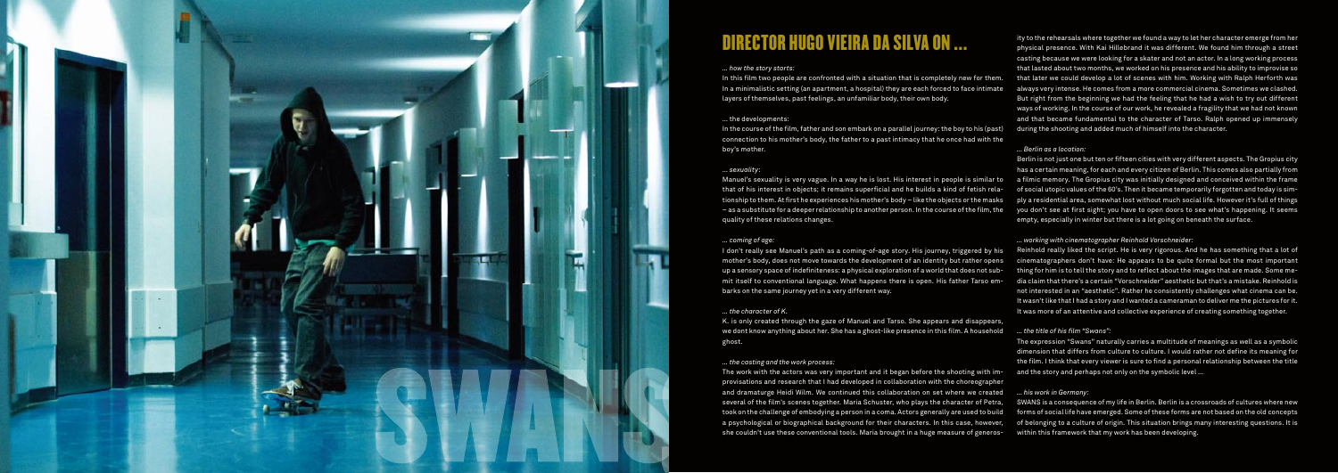# DIRECTOR HUGO VIEIRA DA SILVA ON ...

*... how the story starts:*

In this film two people are confronted with a situation that is completely new for them. In a minimalistic setting (an apartment, a hospital) they are each forced to face intimate layers of themselves, past feelings, an unfamiliar body, their own body.

*... the developments:*

In the course of the film, father and son embark on a parallel journey: the boy to his (past) connection to his mother's body, the father to a past intimacy that he once had with the boy's mother.

*... sexuality:*

Manuel's sexuality is very vague. In a way he is lost. His interest in people is similar to that of his interest in objects; it remains superficial and he builds a kind of fetish relationship to them. At first he experiences his mother's body – like the objects or the masks – as a substitute for a deeper relationship to another person. In the course of the film, the quality of these relations changes.

*... coming of age:*

I don't really see Manuel's path as a coming-of-age story. His journey, triggered by his mother's body, does not move towards the development of an identity but rather opens up a sensory space of indefiniteness: a physical exploration of a world that does not submit itself to conventional language. What happens there is open. His father Tarso embarks on the same journey yet in a very different way.

*... the character of K.*

K. is only created through the gaze of Manuel and Tarso. She appears and disappears, we dont know anything about her. She has a ghost-like presence in this film. A household ghost.

*... the casting and the work process:*

The work with the actors was very important and it began before the shooting with improvisations and research that I had developed in collaboration with the choreographer and dramaturge Heidi Wilm. We continued this collaboration on set where we created several of the film's scenes together. Maria Schuster, who plays the character of Petra, took on the challenge of embodying a person in a coma. Actors generally are used to build a psychological or biographical background for their characters. In this case, however, she couldn't use these conventional tools. Maria brought in a huge measure of generosity to the rehearsals where together we found a way to let her character emerge from her physical presence. With Kai Hillebrand it was different. We found him through a street casting because we were looking for a skater and not an actor. In a long working process that lasted about two months, we worked on his presence and his ability to improvise so that later we could develop a lot of scenes with him. Working with Ralph Herforth was always very intense. He comes from a more commercial cinema. Sometimes we clashed. But right from the beginning we had the feeling that he had a wish to try out different ways of working. In the course of our work, he revealed a fragility that we had not known and that became fundamental to the character of Tarso. Ralph opened up immensely during the shooting and added much of himself into the character.

*... Berlin as a location:*

Berlin is not just one but ten or fifteen cities with very different aspects. The Gropius city has a certain meaning, for each and every citizen of Berlin. This comes also partially from a filmic memory. The Gropius city was initially designed and conceived within the frame of social utopic values of the 60's. Then it became temporarily forgotten and today is simply a residential area, somewhat lost without much social life. However it's full of things you don't see at first sight; you have to open doors to see what's happening. It seems empty, especially in winter but there is a lot going on beneath the surface.

*... working with cinematographer Reinhold Vorschneider:*

Reinhold really liked the script. He is very rigorous. And he has something that a lot of cinematographers don't have: He appears to be quite formal but the most important thing for him is to tell the story and to reflect about the images that are made. Some media claim that there's a certain "Vorschneider" aesthetic but that's a mistake. Reinhold is not interested in an "aesthetic". Rather he consistently challenges what cinema can be. It wasn't like that I had a story and I wanted a cameraman to deliver me the pictures for it. It was more of an attentive and collective experience of creating something together.

*... the title of his film "Swans":*

The expression "Swans" naturally carries a multitude of meanings as well as a symbolic dimension that differs from culture to culture. I would rather not define its meaning for the film. I think that every viewer is sure to find a personal relationship between the title and the story and perhaps not only on the symbolic level ...

*... his work in Germany:*

SWANS is a consequence of my life in Berlin. Berlin is a crossroads of cultures where new forms of social life have emerged. Some of these forms are not based on the old concepts of belonging to a culture of origin. This situation brings many interesting questions. It is within this framework that my work has been developing.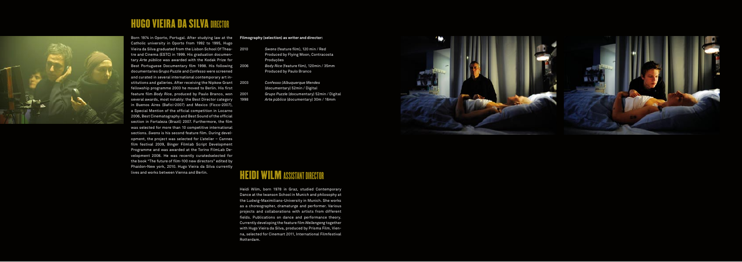# HUGO VIEIRA DA SILVA DIRECTOR

Born 1974 in Oporto, Portugal. After studying law at the Catholic university in Oporto from 1992 to 1995, Hugo Vieira da Silva graduated from the Lisbon School Of Theatre and Cinema (ESTC) in 1999. His graduation documentary *Arte pública* was awarded with the Kodak Prize for Best Portuguese Documentary film 1998. His following documentaries *Grupo Puzzle* and *Confesso* were screened and curated in several international contemporary art institutions and galleries. After receiving the Nipkow Grant fellowship programme 2003 he moved to Berlin. His first feature film *Body Rice*, produced by Paulo Branco, won several awards, most notably: the Best Director category in Buenos Aires (Bafici-2007) and Mexico (Ficco-2007), a Special Mention of the official competition in Locarno 2006, Best Cinematography and Best Sound of the official section in Fortaleza (Brazil) 2007. Furthermore, the film was selected for more than 10 competitive international sections. *Swans* is his second feature film. During development, the project was selected for L'atelier – Cannes film festival 2009, Binger Filmlab Script Development Programme and was awarded at the Torino FilmLab Development 2008. He was recently curatedselected for the book "The future of film-100 new directors" edited by Phaidon-New york, 2010. Hugo Vieira da Silva currently lives and works between Vienna and Berlin.

**Filmography (selection) as writer and director:**

| | |
|---|---|
| 2010 | *Swans* (feature film), 120 min / Red<br>Produced by Flying Moon, Contracosta Produções |
| 2006 | *Body Rice* (feature film), 120min / 35mm<br>Produced by Paulo Branco |
| 2003 | *Confesso (Albuquerque Mendes* (documentary) 52min / Digital |
| 2001 | *Grupo Puzzle* (documentary) 52min / Digital |
| 1998 | *Arte pública* (documentary) 30m / 16mm |

# HEIDI WILM ASSISTANT DIRECTOR

Heidi Wilm, born 1978 in Graz, studied Contemporary Dance at the Iwanson School in Munich and philosophy at the Ludwig-Maximilians-University in Munich. She works as a choreographer, dramaturge and performer. Various projects and collaborations with artists from different fields. Publications on dance and performance theory. Currently developing the feature film *Weilengang* together with Hugo Vieira da Silva, produced by Prisma Film, Vienna, selected for Cinemart 2011, International Filmfestival Rotterdam.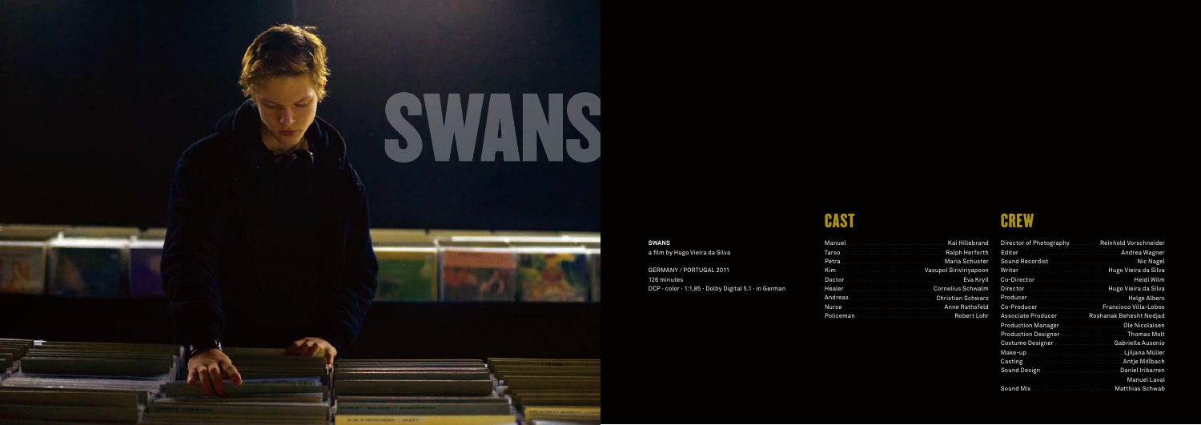# SWANS

**SWANS**

a film by Hugo Vieira da Silva

GERMANY / PORTUGAL 2011

126 minutes

DCP · color · 1:1,85 · Dolby Digital 5.1 · in German

## CAST

| Role | Actor |
| --- | --- |
| Manuel | Kai Hillebrand |
| Tarso | Ralph Herforth |
| Petra | Maria Schuster |
| Kim | Vasupol Siriviriyapoon |
| Doctor | Eva Kryll |
| Healer | Cornelius Schwalm |
| Andreas | Christian Schwarz |
| Nurse | Anne Rathsfeld |
| Policeman | Robert Lohr |

## CREW

| Position | Name |
| --- | --- |
| Director of Photography | Reinhold Vorschneider |
| Editor | Andrea Wagner |
| Sound Recordist | Nic Nagel |
| Writer | Hugo Vieira da Silva |
| Co-Director | Heidi Wilm |
| Director | Hugo Vieira da Silva |
| Producer | Helge Albers |
| Co-Producer | Francisco Villa-Lobos |
| Associate Producer | Roshanak Behesht Nedjad |
| Production Manager | Ole Nicolaisen |
| Production Designer | Thomas Molt |
| Costume Designer | Gabriella Ausonio |
| Make-up | Ljiljana Müller |
| Casting | Antje Mißbach |
| Sound Design | Daniel Iribarren, Manuel Laval |
| Sound Mix | Matthias Schwab |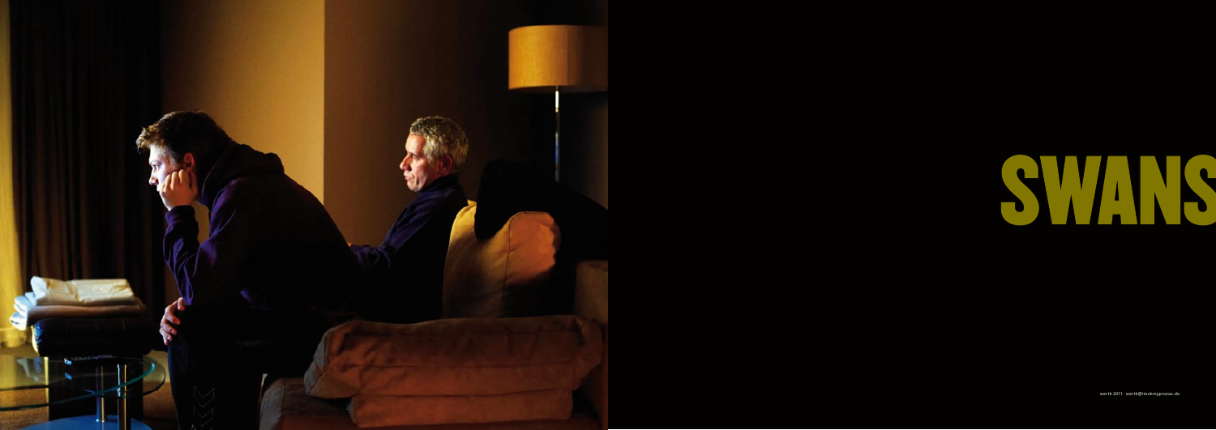# SWANS

werth 2011 · werth@itookmyprozac.de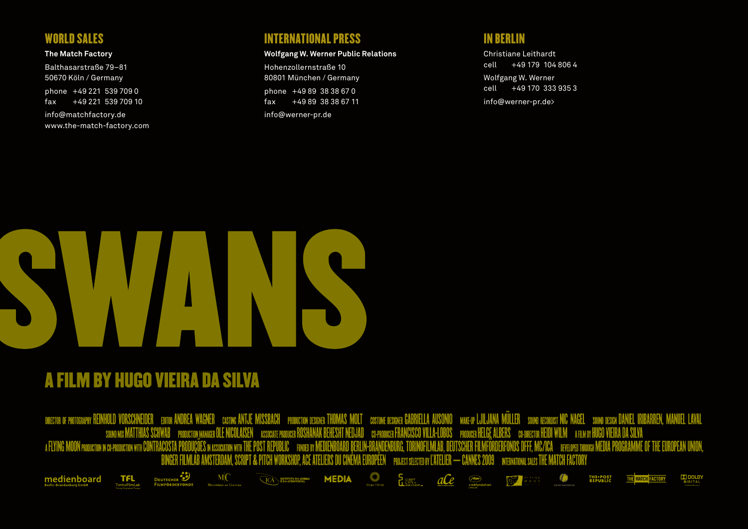## WORLD SALES

**The Match Factory**

Balthasarstraße 79–81
50670 Köln / Germany

phone +49 221 539 709 0
fax +49 221 539 709 10

info@matchfactory.de
www.the-match-factory.com

## INTERNATIONAL PRESS

**Wolfgang W. Werner Public Relations**

Hohenzollernstraße 10
80801 München / Germany

phone +49 89 38 38 67 0
fax +49 89 38 38 67 11

info@werner-pr.de

## IN BERLIN

Christiane Leithardt
cell +49 179 104 806 4

Wolfgang W. Werner
cell +49 170 333 935 3

info@werner-pr.de>

# SWANS

## A FILM BY HUGO VIEIRA DA SILVA

DIRECTOR OF PHOTOGRAPHY REINHOLD VORSCHNEIDER EDITOR ANDREA WAGNER CASTING ANTJE MISSBACH PRODUCTION DESIGNER THOMAS MOLT COSTUME DESIGNER GABRIELLA AUSONIO MAKE-UP LJILJANA MÜLLER SOUND RECORDIST NIC NAGEL SOUND DESIGN DANIEL IRIBARREN, MANUEL LAVAL SOUND MIX MATTHIAS SCHWAB PRODUCTION MANAGER OLE NICOLAISEN ASSOCIATE PRODUCER ROSHANAK BEHESHT NEDJAD CO-PRODUCER FRANCISCO VILLA-LOBOS PRODUCER HELGE ALBERS CO-DIRECTOR HEIDI WILM A FILM BY HUGO VIEIRA DA SILVA A FLYING MOON PRODUCTION IN CO-PRODUCTION WITH CONTRACOSTA PRODUÇÕES IN ASSOCIATION WITH THE POST REPUBLIC FUNDED BY MEDIENBOARD BERLIN-BRANDENBURG, TORINOFILMLAB, DEUTSCHER FILMFÖRDERFONDS DFFF, MC/ICA DEVELOPED THROUGH MEDIA PROGRAMME OF THE EUROPEAN UNION, BINGER FILMLAB AMSTERDAM, SCRIPT & PITCH WORKSHOP, ACE ATELIERS DU CINÉMA EUROPÉEN PROJECT SELECTED BY L'ATELIER — CANNES 2009 INTERNATIONAL SALES THE MATCH FACTORY